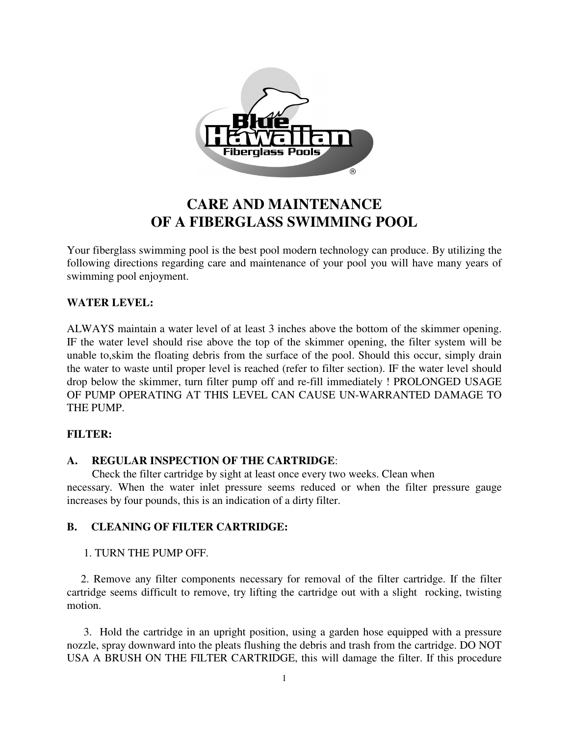# CARE AND MAINTENANCE OF A FIBERGLASS SWIMMING POOL

Your fiberglass swimming pool is the best pool modern technology can produce. By utilizing the following directions regarding care and maintenance of your pool you will have many years of swimming pool enjoyment.

**WATER LEVEL:**

ALWAYS maintain a water level of at least 3 inches above the bottom of the skimmer opening. IF the water level should rise above the top of the skimmer opening, the filter system will be unable to,skim the floating debris from the surface of the pool. Should this occur, simply drain the water to waste until proper level is reached (refer to filter section). IF the water level should drop below the skimmer, turn filter pump off and re-fill immediately ! PROLONGED USAGE OF PUMP OPERATING AT THIS LEVEL CAN CAUSE UN-WARRANTED DAMAGE TO THE PUMP.

**FILTER:**

**A. REGULAR INSPECTION OF THE CARTRIDGE**:

Check the filter cartridge by sight at least once every two weeks. Clean when necessary. When the water inlet pressure seems reduced or when the filter pressure gauge increases by four pounds, this is an indication of a dirty filter.

**B. CLEANING OF FILTER CARTRIDGE:**

1. TURN THE PUMP OFF.

2. Remove any filter components necessary for removal of the filter cartridge. If the filter cartridge seems difficult to remove, try lifting the cartridge out with a slight rocking, twisting motion.

3. Hold the cartridge in an upright position, using a garden hose equipped with a pressure nozzle, spray downward into the pleats flushing the debris and trash from the cartridge. DO NOT USA A BRUSH ON THE FILTER CARTRIDGE, this will damage the filter. If this procedure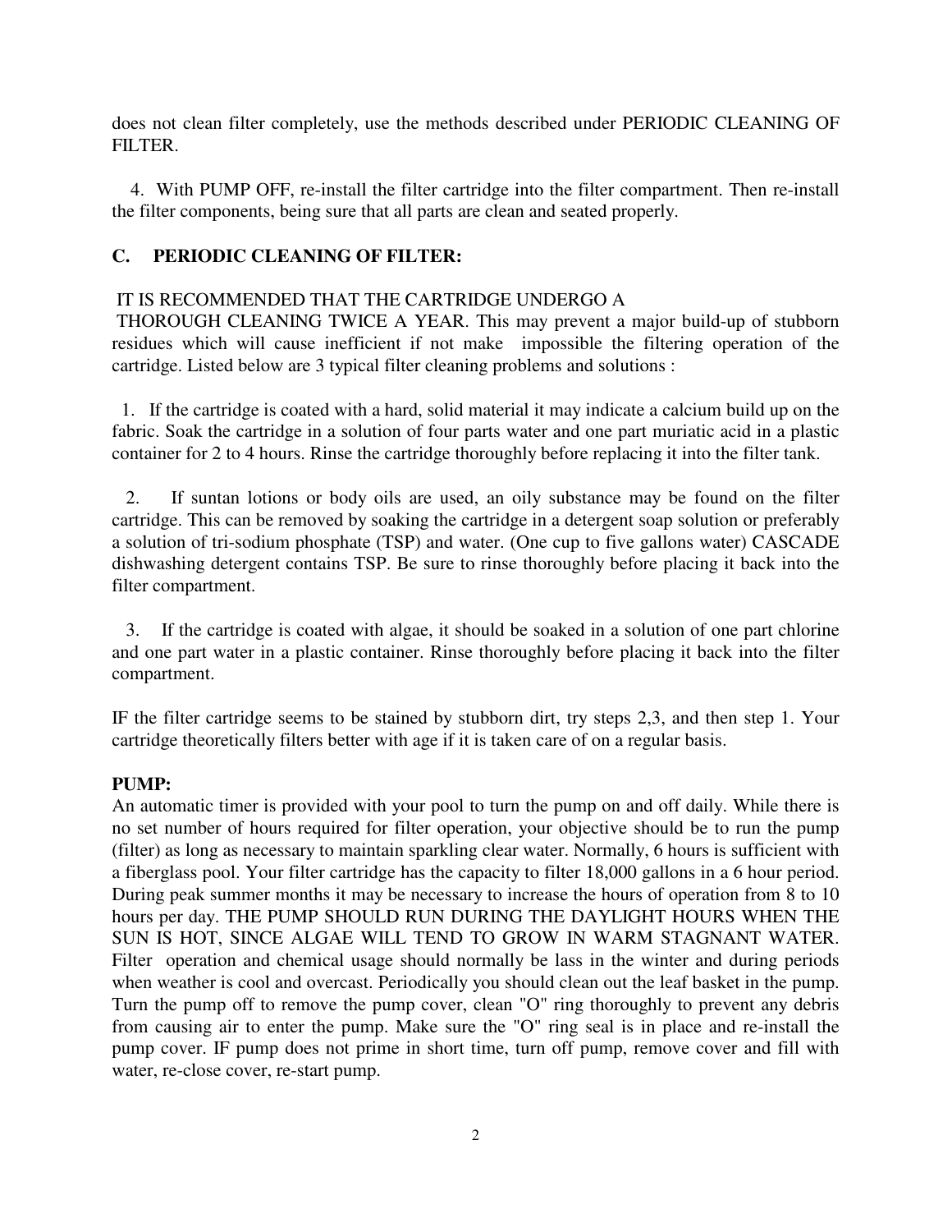does not clean filter completely, use the methods described under PERIODIC CLEANING OF FILTER.

4. With PUMP OFF, re-install the filter cartridge into the filter compartment. Then re-install the filter components, being sure that all parts are clean and seated properly.

## C. PERIODIC CLEANING OF FILTER:

IT IS RECOMMENDED THAT THE CARTRIDGE UNDERGO A THOROUGH CLEANING TWICE A YEAR. This may prevent a major build-up of stubborn residues which will cause inefficient if not make impossible the filtering operation of the cartridge. Listed below are 3 typical filter cleaning problems and solutions :

1. If the cartridge is coated with a hard, solid material it may indicate a calcium build up on the fabric. Soak the cartridge in a solution of four parts water and one part muriatic acid in a plastic container for 2 to 4 hours. Rinse the cartridge thoroughly before replacing it into the filter tank.

2. If suntan lotions or body oils are used, an oily substance may be found on the filter cartridge. This can be removed by soaking the cartridge in a detergent soap solution or preferably a solution of tri-sodium phosphate (TSP) and water. (One cup to five gallons water) CASCADE dishwashing detergent contains TSP. Be sure to rinse thoroughly before placing it back into the filter compartment.

3. If the cartridge is coated with algae, it should be soaked in a solution of one part chlorine and one part water in a plastic container. Rinse thoroughly before placing it back into the filter compartment.

IF the filter cartridge seems to be stained by stubborn dirt, try steps 2,3, and then step 1. Your cartridge theoretically filters better with age if it is taken care of on a regular basis.

**PUMP:**

An automatic timer is provided with your pool to turn the pump on and off daily. While there is no set number of hours required for filter operation, your objective should be to run the pump (filter) as long as necessary to maintain sparkling clear water. Normally, 6 hours is sufficient with a fiberglass pool. Your filter cartridge has the capacity to filter 18,000 gallons in a 6 hour period. During peak summer months it may be necessary to increase the hours of operation from 8 to 10 hours per day. THE PUMP SHOULD RUN DURING THE DAYLIGHT HOURS WHEN THE SUN IS HOT, SINCE ALGAE WILL TEND TO GROW IN WARM STAGNANT WATER. Filter operation and chemical usage should normally be lass in the winter and during periods when weather is cool and overcast. Periodically you should clean out the leaf basket in the pump. Turn the pump off to remove the pump cover, clean "O" ring thoroughly to prevent any debris from causing air to enter the pump. Make sure the "O" ring seal is in place and re-install the pump cover. IF pump does not prime in short time, turn off pump, remove cover and fill with water, re-close cover, re-start pump.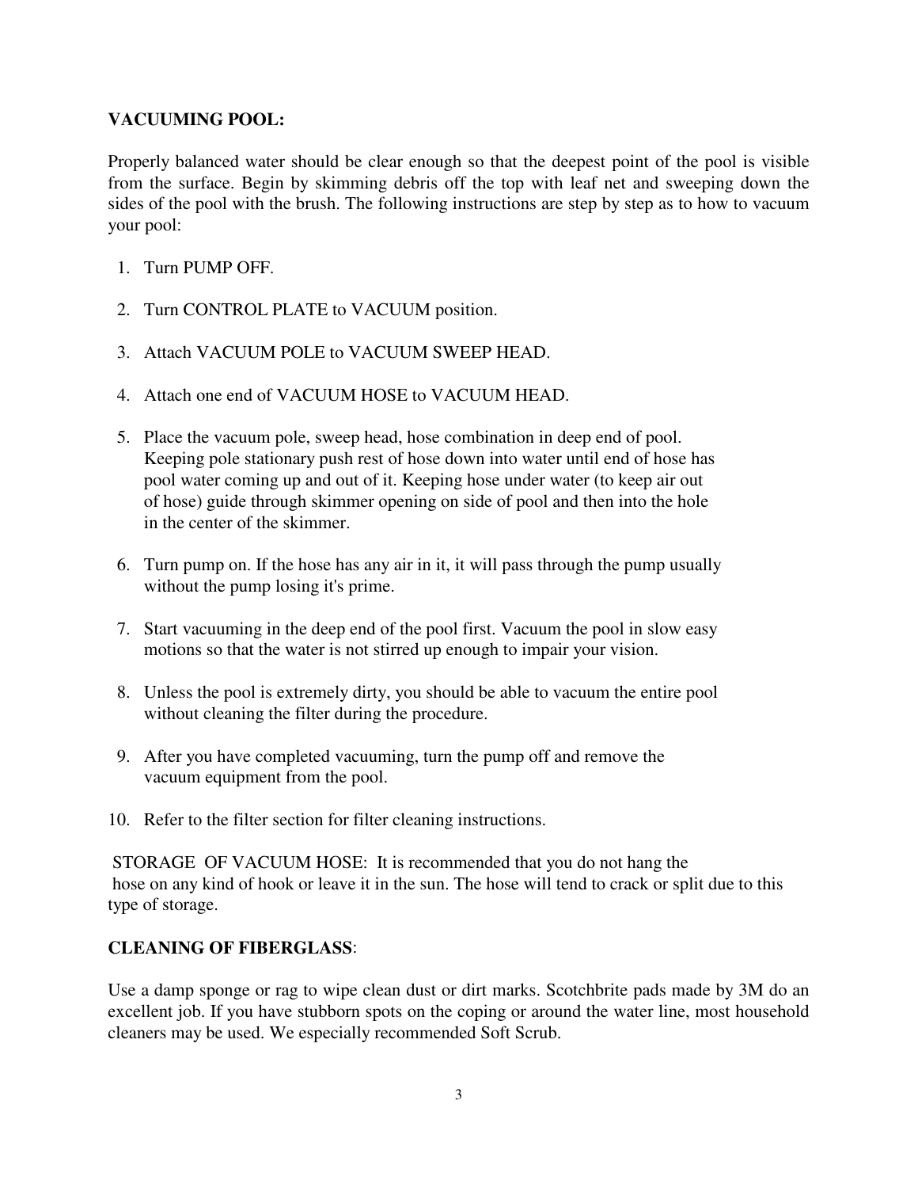**VACUUMING POOL:**

Properly balanced water should be clear enough so that the deepest point of the pool is visible from the surface. Begin by skimming debris off the top with leaf net and sweeping down the sides of the pool with the brush. The following instructions are step by step as to how to vacuum your pool:

1. Turn PUMP OFF.
2. Turn CONTROL PLATE to VACUUM position.
3. Attach VACUUM POLE to VACUUM SWEEP HEAD.
4. Attach one end of VACUUM HOSE to VACUUM HEAD.
5. Place the vacuum pole, sweep head, hose combination in deep end of pool. Keeping pole stationary push rest of hose down into water until end of hose has pool water coming up and out of it. Keeping hose under water (to keep air out of hose) guide through skimmer opening on side of pool and then into the hole in the center of the skimmer.
6. Turn pump on. If the hose has any air in it, it will pass through the pump usually without the pump losing it's prime.
7. Start vacuuming in the deep end of the pool first. Vacuum the pool in slow easy motions so that the water is not stirred up enough to impair your vision.
8. Unless the pool is extremely dirty, you should be able to vacuum the entire pool without cleaning the filter during the procedure.
9. After you have completed vacuuming, turn the pump off and remove the vacuum equipment from the pool.
10. Refer to the filter section for filter cleaning instructions.

STORAGE OF VACUUM HOSE: It is recommended that you do not hang the hose on any kind of hook or leave it in the sun. The hose will tend to crack or split due to this type of storage.

**CLEANING OF FIBERGLASS**:

Use a damp sponge or rag to wipe clean dust or dirt marks. Scotchbrite pads made by 3M do an excellent job. If you have stubborn spots on the coping or around the water line, most household cleaners may be used. We especially recommended Soft Scrub.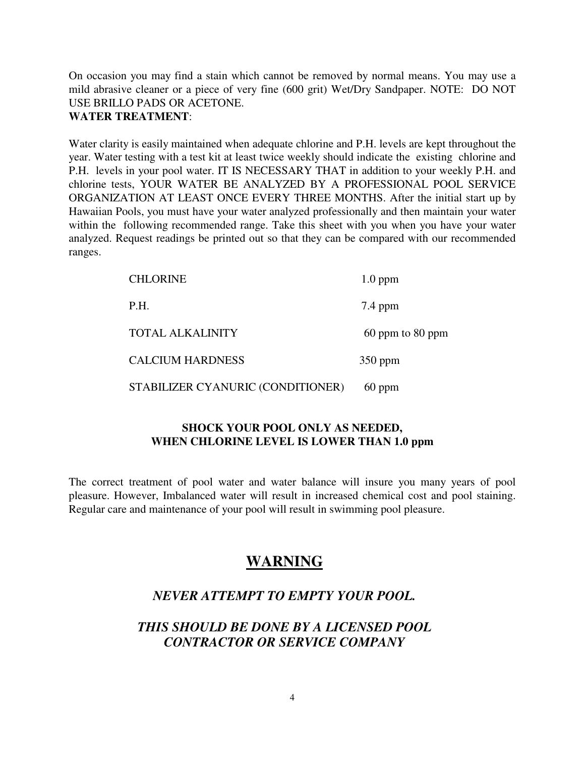On occasion you may find a stain which cannot be removed by normal means. You may use a mild abrasive cleaner or a piece of very fine (600 grit) Wet/Dry Sandpaper. NOTE: DO NOT USE BRILLO PADS OR ACETONE.

**WATER TREATMENT**:

Water clarity is easily maintained when adequate chlorine and P.H. levels are kept throughout the year. Water testing with a test kit at least twice weekly should indicate the existing chlorine and P.H. levels in your pool water. IT IS NECESSARY THAT in addition to your weekly P.H. and chlorine tests, YOUR WATER BE ANALYZED BY A PROFESSIONAL POOL SERVICE ORGANIZATION AT LEAST ONCE EVERY THREE MONTHS. After the initial start up by Hawaiian Pools, you must have your water analyzed professionally and then maintain your water within the following recommended range. Take this sheet with you when you have your water analyzed. Request readings be printed out so that they can be compared with our recommended ranges.

| | |
|---|---|
| CHLORINE | 1.0 ppm |
| P.H. | 7.4 ppm |
| TOTAL ALKALINITY | 60 ppm to 80 ppm |
| CALCIUM HARDNESS | 350 ppm |
| STABILIZER CYANURIC (CONDITIONER) | 60 ppm |

**SHOCK YOUR POOL ONLY AS NEEDED,**
**WHEN CHLORINE LEVEL IS LOWER THAN 1.0 ppm**

The correct treatment of pool water and water balance will insure you many years of pool pleasure. However, Imbalanced water will result in increased chemical cost and pool staining. Regular care and maintenance of your pool will result in swimming pool pleasure.

## WARNING

***NEVER ATTEMPT TO EMPTY YOUR POOL.***

***THIS SHOULD BE DONE BY A LICENSED POOL CONTRACTOR OR SERVICE COMPANY***